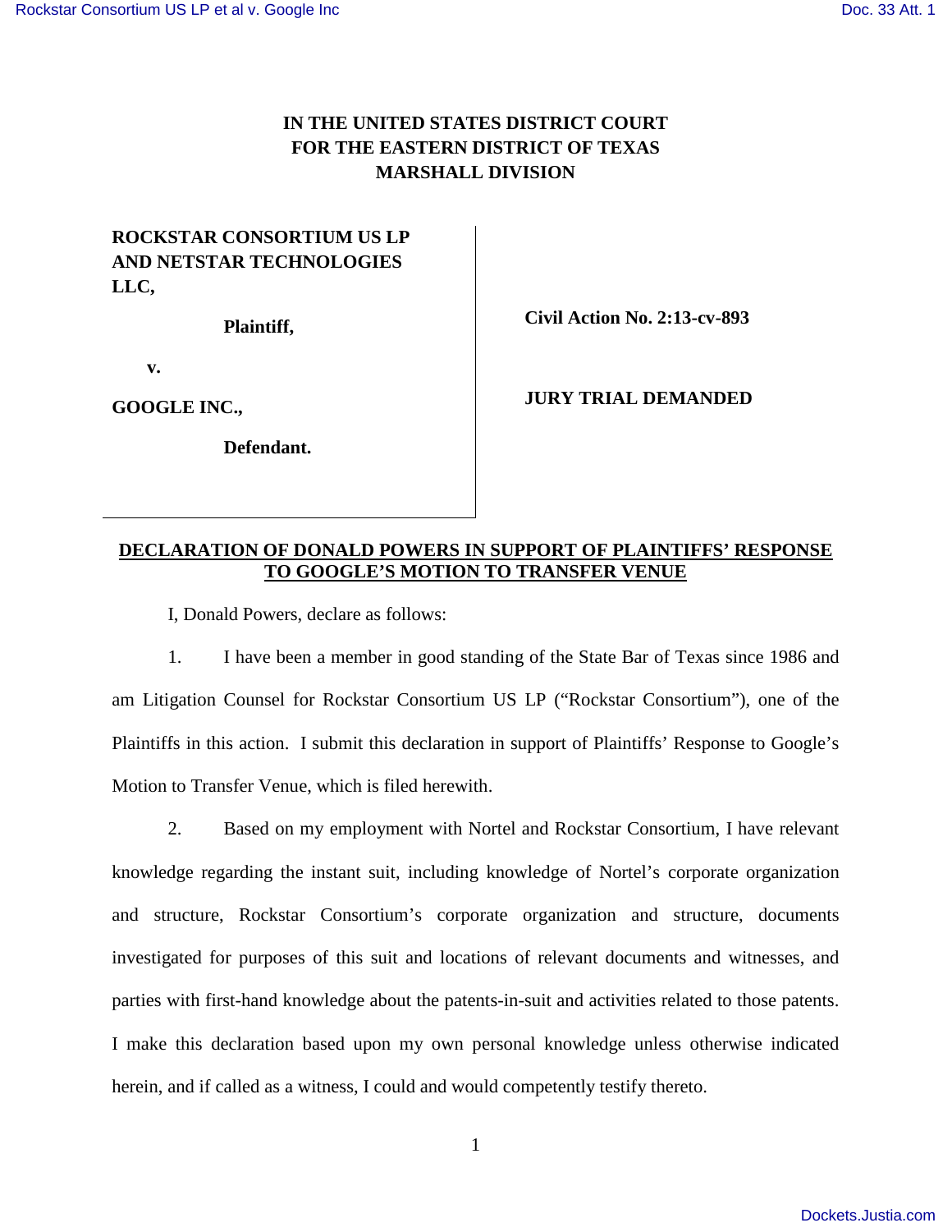**IN THE UNITED STATES DISTRICT COURT**
**FOR THE EASTERN DISTRICT OF TEXAS**
**MARSHALL DIVISION**

| | |
|---|---|
| **ROCKSTAR CONSORTIUM US LP AND NETSTAR TECHNOLOGIES LLC,** | |
| **Plaintiff,** | **Civil Action No. 2:13-cv-893** |
| **v.** | |
| **GOOGLE INC.,** | **JURY TRIAL DEMANDED** |
| **Defendant.** | |

**DECLARATION OF DONALD POWERS IN SUPPORT OF PLAINTIFFS' RESPONSE TO GOOGLE'S MOTION TO TRANSFER VENUE**

I, Donald Powers, declare as follows:

1. I have been a member in good standing of the State Bar of Texas since 1986 and am Litigation Counsel for Rockstar Consortium US LP ("Rockstar Consortium"), one of the Plaintiffs in this action. I submit this declaration in support of Plaintiffs' Response to Google's Motion to Transfer Venue, which is filed herewith.

2. Based on my employment with Nortel and Rockstar Consortium, I have relevant knowledge regarding the instant suit, including knowledge of Nortel's corporate organization and structure, Rockstar Consortium's corporate organization and structure, documents investigated for purposes of this suit and locations of relevant documents and witnesses, and parties with first-hand knowledge about the patents-in-suit and activities related to those patents. I make this declaration based upon my own personal knowledge unless otherwise indicated herein, and if called as a witness, I could and would competently testify thereto.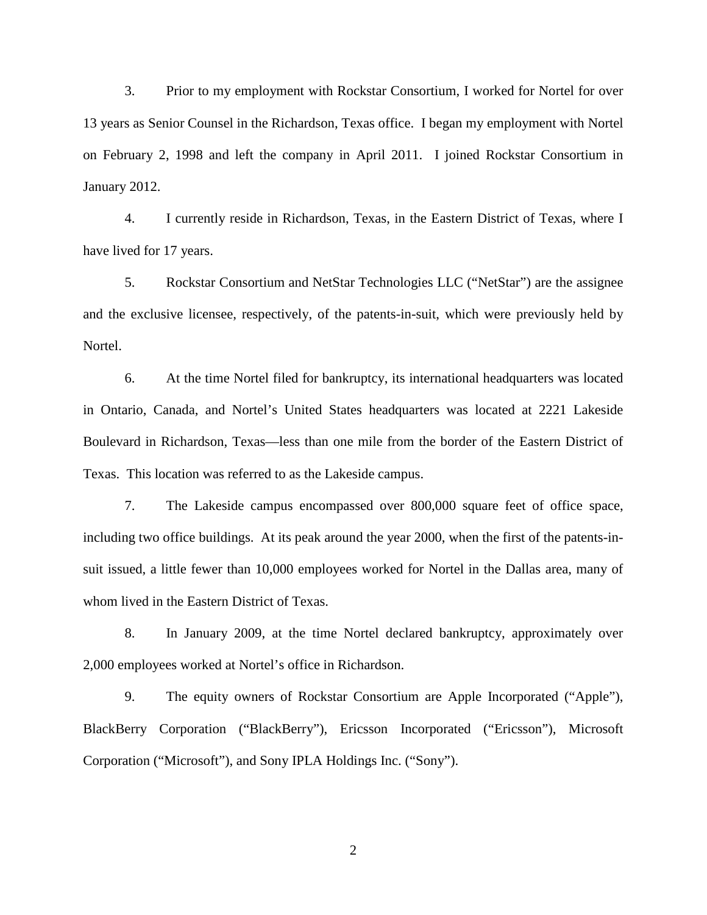3. Prior to my employment with Rockstar Consortium, I worked for Nortel for over 13 years as Senior Counsel in the Richardson, Texas office. I began my employment with Nortel on February 2, 1998 and left the company in April 2011. I joined Rockstar Consortium in January 2012.

4. I currently reside in Richardson, Texas, in the Eastern District of Texas, where I have lived for 17 years.

5. Rockstar Consortium and NetStar Technologies LLC ("NetStar") are the assignee and the exclusive licensee, respectively, of the patents-in-suit, which were previously held by Nortel.

6. At the time Nortel filed for bankruptcy, its international headquarters was located in Ontario, Canada, and Nortel's United States headquarters was located at 2221 Lakeside Boulevard in Richardson, Texas—less than one mile from the border of the Eastern District of Texas. This location was referred to as the Lakeside campus.

7. The Lakeside campus encompassed over 800,000 square feet of office space, including two office buildings. At its peak around the year 2000, when the first of the patents-in-suit issued, a little fewer than 10,000 employees worked for Nortel in the Dallas area, many of whom lived in the Eastern District of Texas.

8. In January 2009, at the time Nortel declared bankruptcy, approximately over 2,000 employees worked at Nortel's office in Richardson.

9. The equity owners of Rockstar Consortium are Apple Incorporated ("Apple"), BlackBerry Corporation ("BlackBerry"), Ericsson Incorporated ("Ericsson"), Microsoft Corporation ("Microsoft"), and Sony IPLA Holdings Inc. ("Sony").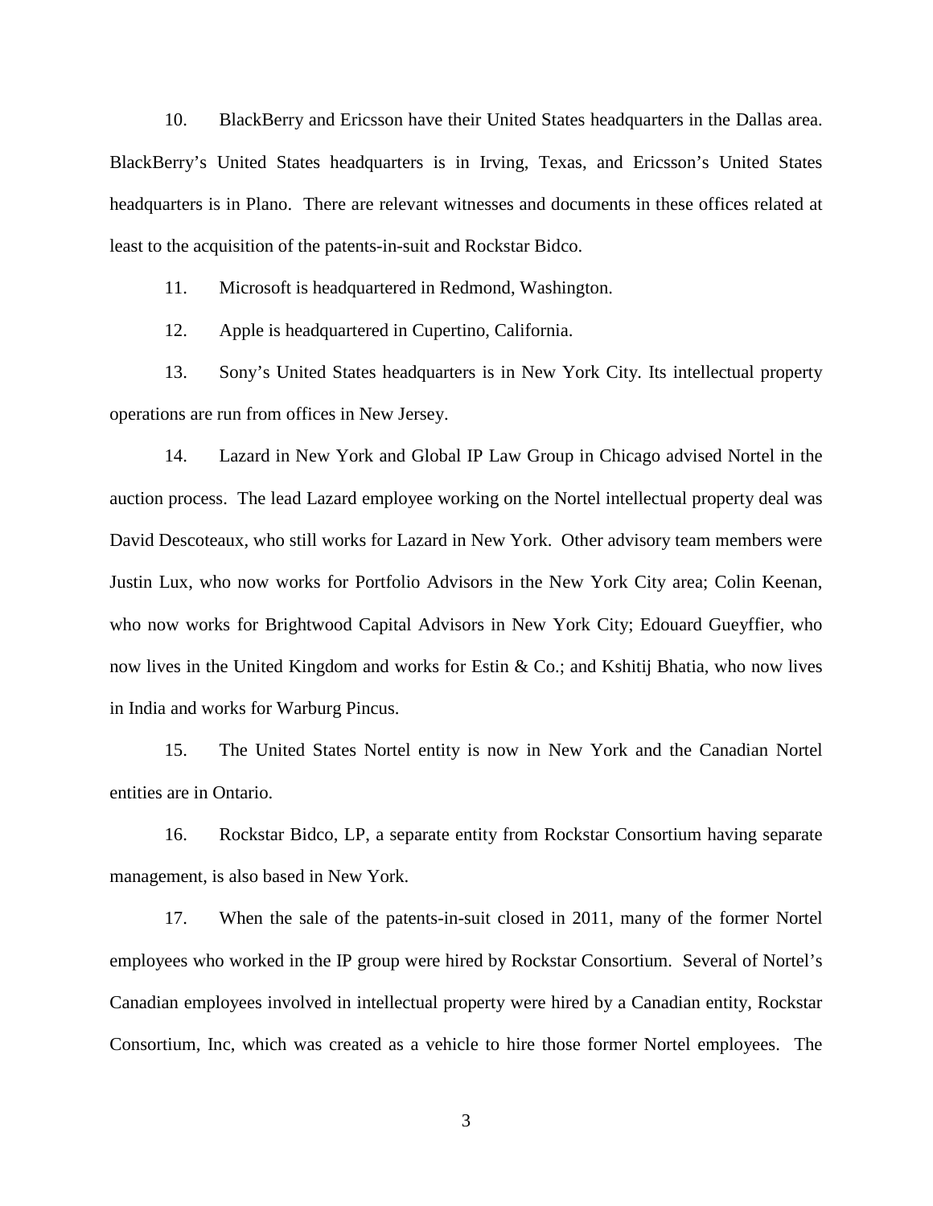10. BlackBerry and Ericsson have their United States headquarters in the Dallas area. BlackBerry's United States headquarters is in Irving, Texas, and Ericsson's United States headquarters is in Plano. There are relevant witnesses and documents in these offices related at least to the acquisition of the patents-in-suit and Rockstar Bidco.

11. Microsoft is headquartered in Redmond, Washington.

12. Apple is headquartered in Cupertino, California.

13. Sony's United States headquarters is in New York City. Its intellectual property operations are run from offices in New Jersey.

14. Lazard in New York and Global IP Law Group in Chicago advised Nortel in the auction process. The lead Lazard employee working on the Nortel intellectual property deal was David Descoteaux, who still works for Lazard in New York. Other advisory team members were Justin Lux, who now works for Portfolio Advisors in the New York City area; Colin Keenan, who now works for Brightwood Capital Advisors in New York City; Edouard Gueyffier, who now lives in the United Kingdom and works for Estin & Co.; and Kshitij Bhatia, who now lives in India and works for Warburg Pincus.

15. The United States Nortel entity is now in New York and the Canadian Nortel entities are in Ontario.

16. Rockstar Bidco, LP, a separate entity from Rockstar Consortium having separate management, is also based in New York.

17. When the sale of the patents-in-suit closed in 2011, many of the former Nortel employees who worked in the IP group were hired by Rockstar Consortium. Several of Nortel's Canadian employees involved in intellectual property were hired by a Canadian entity, Rockstar Consortium, Inc, which was created as a vehicle to hire those former Nortel employees. The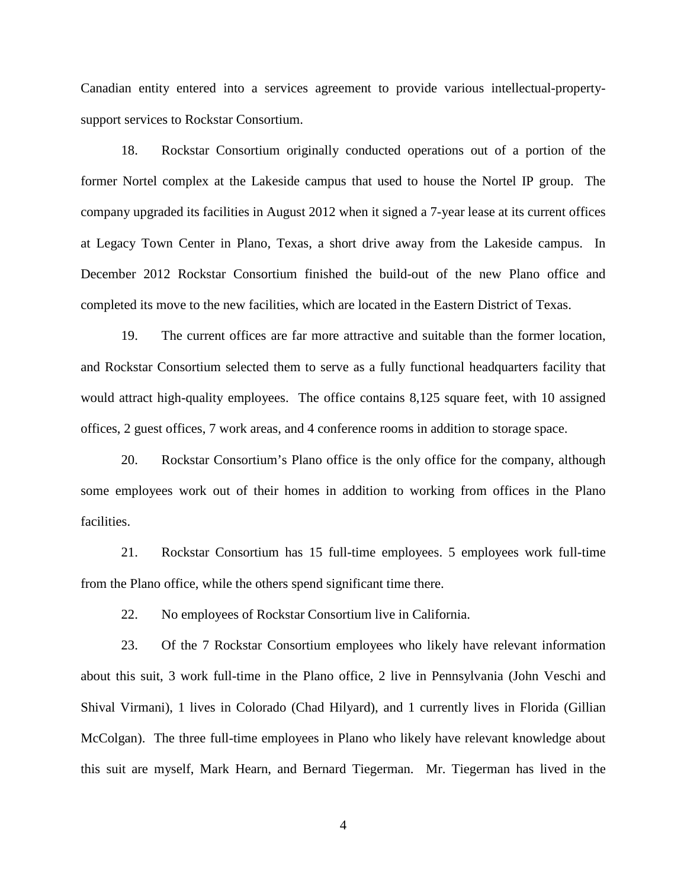Canadian entity entered into a services agreement to provide various intellectual-property-support services to Rockstar Consortium.

18. Rockstar Consortium originally conducted operations out of a portion of the former Nortel complex at the Lakeside campus that used to house the Nortel IP group. The company upgraded its facilities in August 2012 when it signed a 7-year lease at its current offices at Legacy Town Center in Plano, Texas, a short drive away from the Lakeside campus. In December 2012 Rockstar Consortium finished the build-out of the new Plano office and completed its move to the new facilities, which are located in the Eastern District of Texas.

19. The current offices are far more attractive and suitable than the former location, and Rockstar Consortium selected them to serve as a fully functional headquarters facility that would attract high-quality employees. The office contains 8,125 square feet, with 10 assigned offices, 2 guest offices, 7 work areas, and 4 conference rooms in addition to storage space.

20. Rockstar Consortium's Plano office is the only office for the company, although some employees work out of their homes in addition to working from offices in the Plano facilities.

21. Rockstar Consortium has 15 full-time employees. 5 employees work full-time from the Plano office, while the others spend significant time there.

22. No employees of Rockstar Consortium live in California.

23. Of the 7 Rockstar Consortium employees who likely have relevant information about this suit, 3 work full-time in the Plano office, 2 live in Pennsylvania (John Veschi and Shival Virmani), 1 lives in Colorado (Chad Hilyard), and 1 currently lives in Florida (Gillian McColgan). The three full-time employees in Plano who likely have relevant knowledge about this suit are myself, Mark Hearn, and Bernard Tiegerman. Mr. Tiegerman has lived in the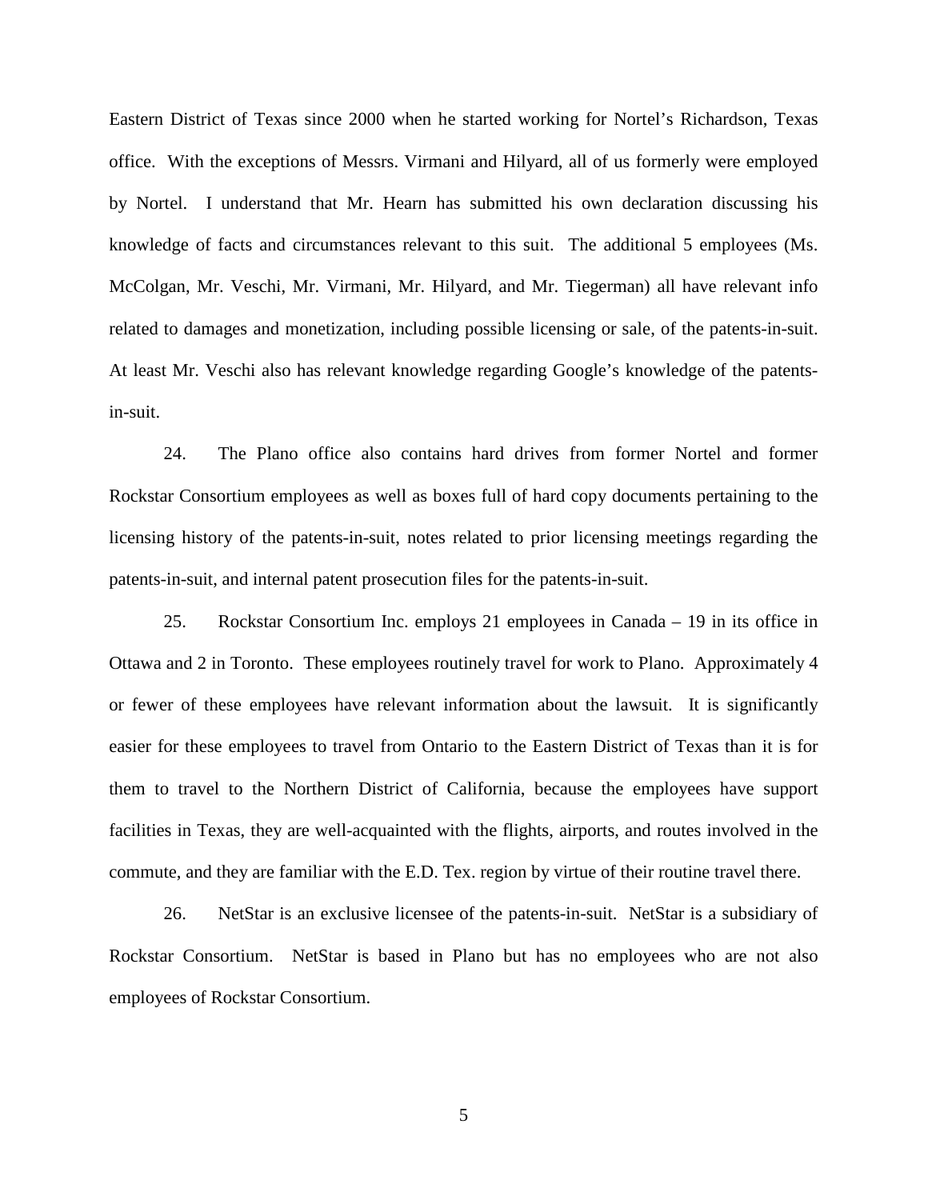Eastern District of Texas since 2000 when he started working for Nortel's Richardson, Texas office. With the exceptions of Messrs. Virmani and Hilyard, all of us formerly were employed by Nortel. I understand that Mr. Hearn has submitted his own declaration discussing his knowledge of facts and circumstances relevant to this suit. The additional 5 employees (Ms. McColgan, Mr. Veschi, Mr. Virmani, Mr. Hilyard, and Mr. Tiegerman) all have relevant info related to damages and monetization, including possible licensing or sale, of the patents-in-suit. At least Mr. Veschi also has relevant knowledge regarding Google's knowledge of the patents-in-suit.

24. The Plano office also contains hard drives from former Nortel and former Rockstar Consortium employees as well as boxes full of hard copy documents pertaining to the licensing history of the patents-in-suit, notes related to prior licensing meetings regarding the patents-in-suit, and internal patent prosecution files for the patents-in-suit.

25. Rockstar Consortium Inc. employs 21 employees in Canada – 19 in its office in Ottawa and 2 in Toronto. These employees routinely travel for work to Plano. Approximately 4 or fewer of these employees have relevant information about the lawsuit. It is significantly easier for these employees to travel from Ontario to the Eastern District of Texas than it is for them to travel to the Northern District of California, because the employees have support facilities in Texas, they are well-acquainted with the flights, airports, and routes involved in the commute, and they are familiar with the E.D. Tex. region by virtue of their routine travel there.

26. NetStar is an exclusive licensee of the patents-in-suit. NetStar is a subsidiary of Rockstar Consortium. NetStar is based in Plano but has no employees who are not also employees of Rockstar Consortium.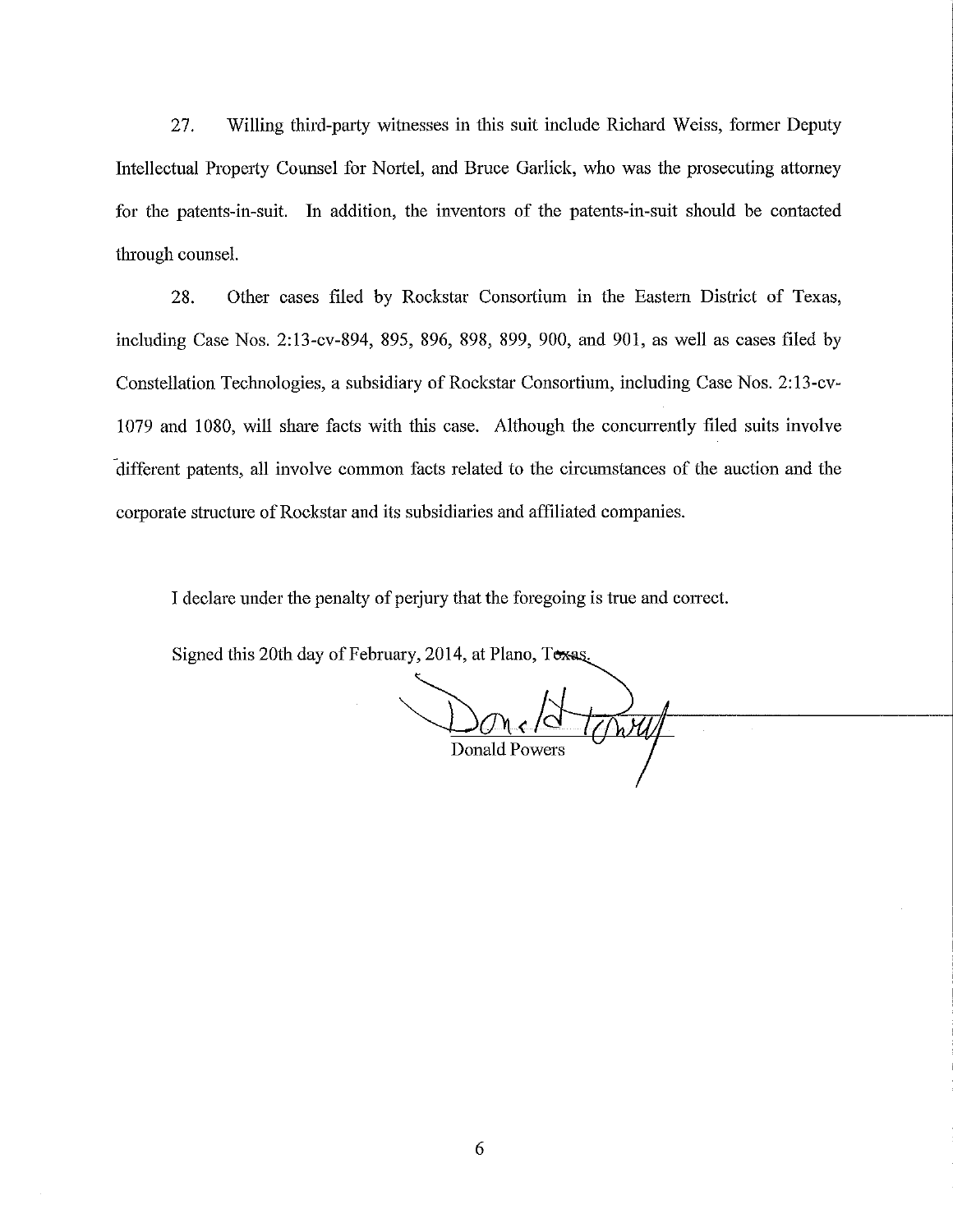27. Willing third-party witnesses in this suit include Richard Weiss, former Deputy Intellectual Property Counsel for Nortel, and Bruce Garlick, who was the prosecuting attorney for the patents-in-suit. In addition, the inventors of the patents-in-suit should be contacted through counsel.

28. Other cases filed by Rockstar Consortium in the Eastern District of Texas, including Case Nos. 2:13-cv-894, 895, 896, 898, 899, 900, and 901, as well as cases filed by Constellation Technologies, a subsidiary of Rockstar Consortium, including Case Nos. 2:13-cv-1079 and 1080, will share facts with this case. Although the concurrently filed suits involve different patents, all involve common facts related to the circumstances of the auction and the corporate structure of Rockstar and its subsidiaries and affiliated companies.

I declare under the penalty of perjury that the foregoing is true and correct.

Signed this 20th day of February, 2014, at Plano, Texas.

Donald Powers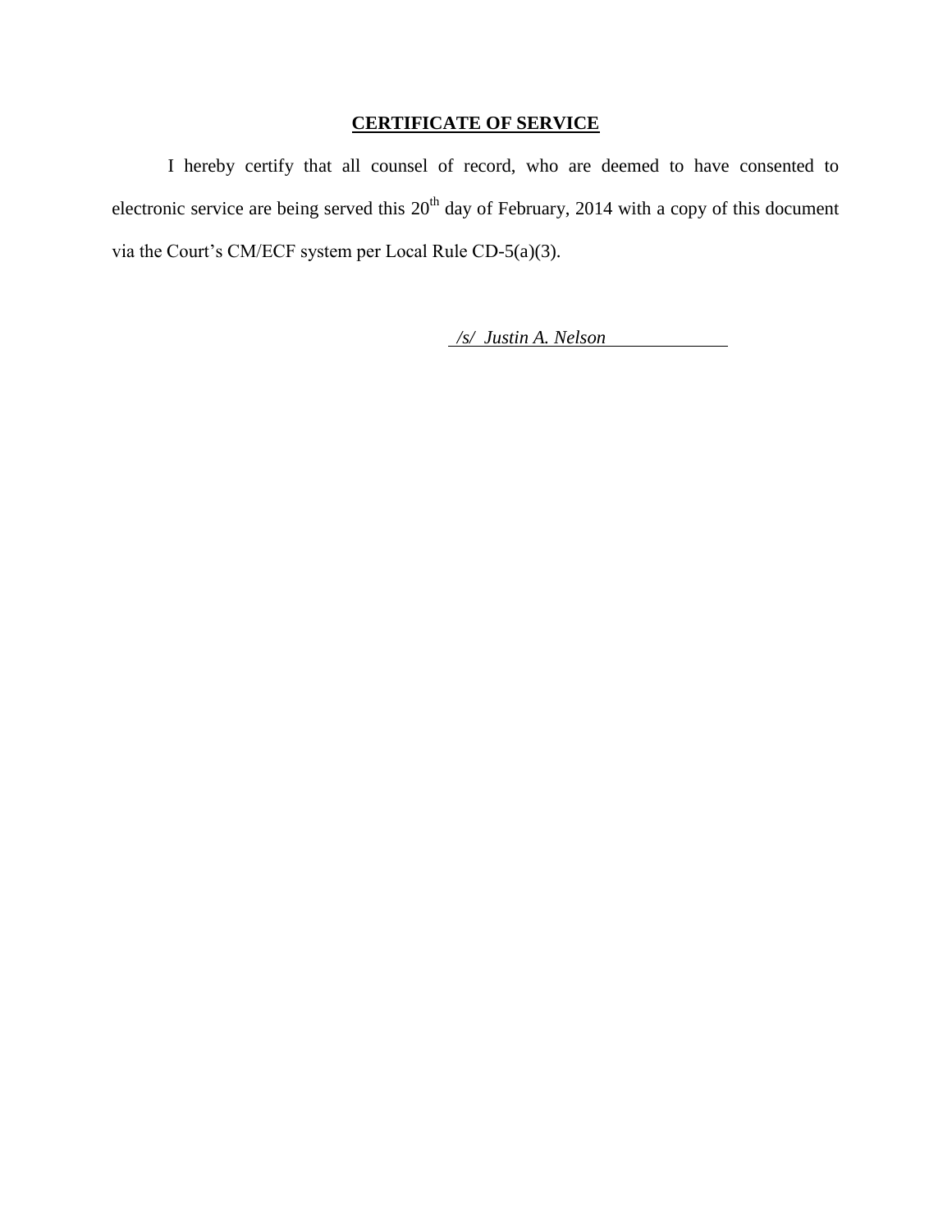**CERTIFICATE OF SERVICE**

I hereby certify that all counsel of record, who are deemed to have consented to electronic service are being served this 20th day of February, 2014 with a copy of this document via the Court's CM/ECF system per Local Rule CD-5(a)(3).

*/s/ Justin A. Nelson*